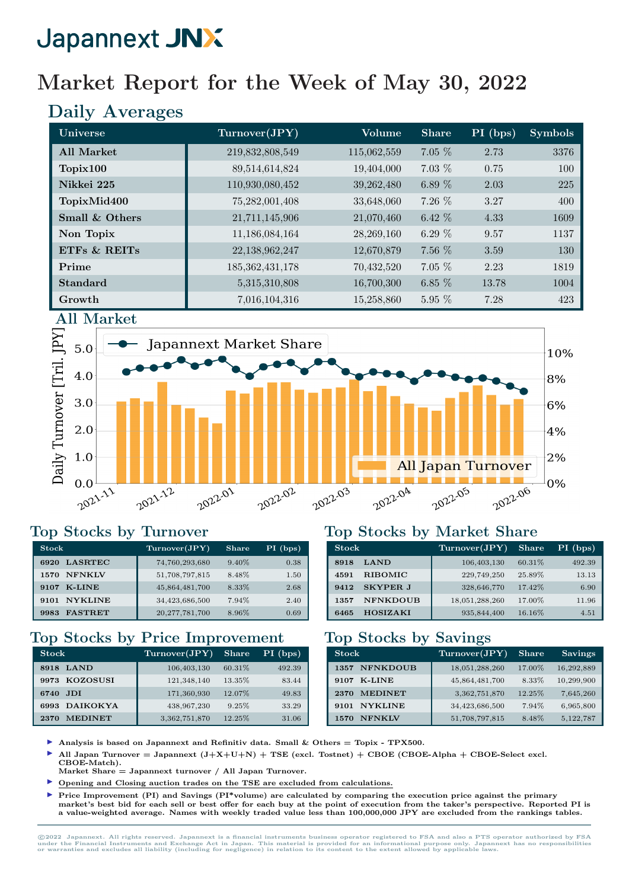# Japannext JNX

# Market Report for the Week of May 30, 2022

## Daily Averages

| Universe | Turnover(JPY) | Volume | Share | PI (bps) | Symbols |
|---|---|---|---|---|---|
| All Market | 219,832,808,549 | 115,062,559 | 7.05 % | 2.73 | 3376 |
| Topix100 | 89,514,614,824 | 19,404,000 | 7.03 % | 0.75 | 100 |
| Nikkei 225 | 110,930,080,452 | 39,262,480 | 6.89 % | 2.03 | 225 |
| TopixMid400 | 75,282,001,408 | 33,648,060 | 7.26 % | 3.27 | 400 |
| Small & Others | 21,711,145,906 | 21,070,460 | 6.42 % | 4.33 | 1609 |
| Non Topix | 11,186,084,164 | 28,269,160 | 6.29 % | 9.57 | 1137 |
| ETFs & REITs | 22,138,962,247 | 12,670,879 | 7.56 % | 3.59 | 130 |
| Prime | 185,362,431,178 | 70,432,520 | 7.05 % | 2.23 | 1819 |
| Standard | 5,315,310,808 | 16,700,300 | 6.85 % | 13.78 | 1004 |
| Growth | 7,016,104,316 | 15,258,860 | 5.95 % | 7.28 | 423 |

## All Market

## Top Stocks by Turnover

| Stock | | Turnover(JPY) | Share | PI (bps) |
|---|---|---|---|---|
| 6920 | LASRTEC | 74,760,293,680 | 9.40% | 0.38 |
| 1570 | NFNKLV | 51,708,797,815 | 8.48% | 1.50 |
| 9107 | K-LINE | 45,864,481,700 | 8.33% | 2.68 |
| 9101 | NYKLINE | 34,423,686,500 | 7.94% | 2.40 |
| 9983 | FASTRET | 20,277,781,700 | 8.96% | 0.69 |

## Top Stocks by Market Share

| Stock | | Turnover(JPY) | Share | PI (bps) |
|---|---|---|---|---|
| 8918 | LAND | 106,403,130 | 60.31% | 492.39 |
| 4591 | RIBOMIC | 229,749,250 | 25.89% | 13.13 |
| 9412 | SKYPER J | 328,646,770 | 17.42% | 6.90 |
| 1357 | NFNKDOUB | 18,051,288,260 | 17.00% | 11.96 |
| 6465 | HOSIZAKI | 935,844,400 | 16.16% | 4.51 |

## Top Stocks by Price Improvement

| Stock | | Turnover(JPY) | Share | PI (bps) |
|---|---|---|---|---|
| 8918 | LAND | 106,403,130 | 60.31% | 492.39 |
| 9973 | KOZOSUSI | 121,348,140 | 13.35% | 83.44 |
| 6740 | JDI | 171,360,930 | 12.07% | 49.83 |
| 6993 | DAIKOKYA | 438,967,230 | 9.25% | 33.29 |
| 2370 | MEDINET | 3,362,751,870 | 12.25% | 31.06 |

## Top Stocks by Savings

| Stock | | Turnover(JPY) | Share | Savings |
|---|---|---|---|---|
| 1357 | NFNKDOUB | 18,051,288,260 | 17.00% | 16,292,889 |
| 9107 | K-LINE | 45,864,481,700 | 8.33% | 10,299,900 |
| 2370 | MEDINET | 3,362,751,870 | 12.25% | 7,645,260 |
| 9101 | NYKLINE | 34,423,686,500 | 7.94% | 6,965,800 |
| 1570 | NFNKLV | 51,708,797,815 | 8.48% | 5,122,787 |

- Analysis is based on Japannext and Refinitiv data. Small & Others = Topix - TPX500.
- All Japan Turnover = Japannext (J+X+U+N) + TSE (excl. Tostnet) + CBOE (CBOE-Alpha + CBOE-Select excl. CBOE-Match).
  Market Share = Japannext turnover / All Japan Turnover.
- Opening and Closing auction trades on the TSE are excluded from calculations.
- Price Improvement (PI) and Savings (PI*volume) are calculated by comparing the execution price against the primary market's best bid for each sell or best offer for each buy at the point of execution from the taker's perspective. Reported PI is a value-weighted average. Names with weekly traded value less than 100,000,000 JPY are excluded from the rankings tables.

©2022 Japannext. All rights reserved. Japannext is a financial instruments business operator registered to FSA and also a PTS operator authorized by FSA under the Financial Instruments and Exchange Act in Japan. This material is provided for an informational purpose only. Japannext has no responsibilities or warranties and excludes all liability (including for negligence) in relation to its content to the extent allowed by applicable laws.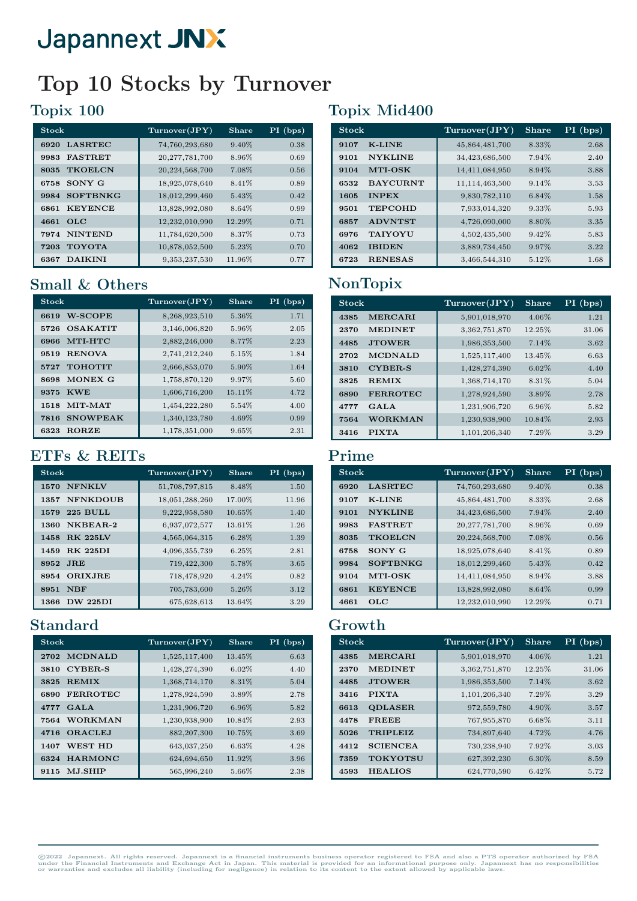# Japannext JNX

# Top 10 Stocks by Turnover

## Topix 100

| Stock | | Turnover(JPY) | Share | PI (bps) |
|---|---|---|---|---|
| 6920 | LASRTEC | 74,760,293,680 | 9.40% | 0.38 |
| 9983 | FASTRET | 20,277,781,700 | 8.96% | 0.69 |
| 8035 | TKOELCN | 20,224,568,700 | 7.08% | 0.56 |
| 6758 | SONY G | 18,925,078,640 | 8.41% | 0.89 |
| 9984 | SOFTBNKG | 18,012,299,460 | 5.43% | 0.42 |
| 6861 | KEYENCE | 13,828,992,080 | 8.64% | 0.99 |
| 4661 | OLC | 12,232,010,990 | 12.29% | 0.71 |
| 7974 | NINTEND | 11,784,620,500 | 8.37% | 0.73 |
| 7203 | TOYOTA | 10,878,052,500 | 5.23% | 0.70 |
| 6367 | DAIKINI | 9,353,237,530 | 11.96% | 0.77 |

## Topix Mid400

| Stock | | Turnover(JPY) | Share | PI (bps) |
|---|---|---|---|---|
| 9107 | K-LINE | 45,864,481,700 | 8.33% | 2.68 |
| 9101 | NYKLINE | 34,423,686,500 | 7.94% | 2.40 |
| 9104 | MTI-OSK | 14,411,084,950 | 8.94% | 3.88 |
| 6532 | BAYCURNT | 11,114,463,500 | 9.14% | 3.53 |
| 1605 | INPEX | 9,830,782,110 | 6.84% | 1.58 |
| 9501 | TEPCOHD | 7,933,014,320 | 9.33% | 5.93 |
| 6857 | ADVNTST | 4,726,090,000 | 8.80% | 3.35 |
| 6976 | TAIYOYU | 4,502,435,500 | 9.42% | 5.83 |
| 4062 | IBIDEN | 3,889,734,450 | 9.97% | 3.22 |
| 6723 | RENESAS | 3,466,544,310 | 5.12% | 1.68 |

## Small & Others

| Stock | | Turnover(JPY) | Share | PI (bps) |
|---|---|---|---|---|
| 6619 | W-SCOPE | 8,268,923,510 | 5.36% | 1.71 |
| 5726 | OSAKATIT | 3,146,006,820 | 5.96% | 2.05 |
| 6966 | MTI-HTC | 2,882,246,000 | 8.77% | 2.23 |
| 9519 | RENOVA | 2,741,212,240 | 5.15% | 1.84 |
| 5727 | TOHOTIT | 2,666,853,070 | 5.90% | 1.64 |
| 8698 | MONEX G | 1,758,870,120 | 9.97% | 5.60 |
| 9375 | KWE | 1,606,716,200 | 15.11% | 4.72 |
| 1518 | MIT-MAT | 1,454,222,280 | 5.54% | 4.00 |
| 7816 | SNOWPEAK | 1,340,123,780 | 4.69% | 0.99 |
| 6323 | RORZE | 1,178,351,000 | 9.65% | 2.31 |

## NonTopix

| Stock | | Turnover(JPY) | Share | PI (bps) |
|---|---|---|---|---|
| 4385 | MERCARI | 5,901,018,970 | 4.06% | 1.21 |
| 2370 | MEDINET | 3,362,751,870 | 12.25% | 31.06 |
| 4485 | JTOWER | 1,986,353,500 | 7.14% | 3.62 |
| 2702 | MCDNALD | 1,525,117,400 | 13.45% | 6.63 |
| 3810 | CYBER-S | 1,428,274,390 | 6.02% | 4.40 |
| 3825 | REMIX | 1,368,714,170 | 8.31% | 5.04 |
| 6890 | FERROTEC | 1,278,924,590 | 3.89% | 2.78 |
| 4777 | GALA | 1,231,906,720 | 6.96% | 5.82 |
| 7564 | WORKMAN | 1,230,938,900 | 10.84% | 2.93 |
| 3416 | PIXTA | 1,101,206,340 | 7.29% | 3.29 |

## ETFs & REITs

| Stock | | Turnover(JPY) | Share | PI (bps) |
|---|---|---|---|---|
| 1570 | NFNKLV | 51,708,797,815 | 8.48% | 1.50 |
| 1357 | NFNKDOUB | 18,051,288,260 | 17.00% | 11.96 |
| 1579 | 225 BULL | 9,222,958,580 | 10.65% | 1.40 |
| 1360 | NKBEAR-2 | 6,937,072,577 | 13.61% | 1.26 |
| 1458 | RK 225LV | 4,565,064,315 | 6.28% | 1.39 |
| 1459 | RK 225DI | 4,096,355,739 | 6.25% | 2.81 |
| 8952 | JRE | 719,422,300 | 5.78% | 3.65 |
| 8954 | ORIXJRE | 718,479,920 | 4.24% | 0.82 |
| 8951 | NBF | 705,783,600 | 5.26% | 3.12 |
| 1366 | DW 225DI | 675,628,613 | 13.64% | 3.29 |

## Prime

| Stock | | Turnover(JPY) | Share | PI (bps) |
|---|---|---|---|---|
| 6920 | LASRTEC | 74,760,293,680 | 9.40% | 0.38 |
| 9107 | K-LINE | 45,864,481,700 | 8.33% | 2.68 |
| 9101 | NYKLINE | 34,423,686,500 | 7.94% | 2.40 |
| 9983 | FASTRET | 20,277,781,700 | 8.96% | 0.69 |
| 8035 | TKOELCN | 20,224,568,700 | 7.08% | 0.56 |
| 6758 | SONY G | 18,925,078,640 | 8.41% | 0.89 |
| 9984 | SOFTBNKG | 18,012,299,460 | 5.43% | 0.42 |
| 9104 | MTI-OSK | 14,411,084,950 | 8.94% | 3.88 |
| 6861 | KEYENCE | 13,828,992,080 | 8.64% | 0.99 |
| 4661 | OLC | 12,232,010,990 | 12.29% | 0.71 |

## Standard

| Stock | | Turnover(JPY) | Share | PI (bps) |
|---|---|---|---|---|
| 2702 | MCDNALD | 1,525,117,400 | 13.45% | 6.63 |
| 3810 | CYBER-S | 1,428,274,390 | 6.02% | 4.40 |
| 3825 | REMIX | 1,368,714,170 | 8.31% | 5.04 |
| 6890 | FERROTEC | 1,278,924,590 | 3.89% | 2.78 |
| 4777 | GALA | 1,231,906,720 | 6.96% | 5.82 |
| 7564 | WORKMAN | 1,230,938,900 | 10.84% | 2.93 |
| 4716 | ORACLEJ | 882,207,300 | 10.75% | 3.69 |
| 1407 | WEST HD | 643,037,250 | 6.63% | 4.28 |
| 6324 | HARMONC | 624,694,650 | 11.92% | 3.96 |
| 9115 | MJ.SHIP | 565,996,240 | 5.66% | 2.38 |

## Growth

| Stock | | Turnover(JPY) | Share | PI (bps) |
|---|---|---|---|---|
| 4385 | MERCARI | 5,901,018,970 | 4.06% | 1.21 |
| 2370 | MEDINET | 3,362,751,870 | 12.25% | 31.06 |
| 4485 | JTOWER | 1,986,353,500 | 7.14% | 3.62 |
| 3416 | PIXTA | 1,101,206,340 | 7.29% | 3.29 |
| 6613 | QDLASER | 972,559,780 | 4.90% | 3.57 |
| 4478 | FREEE | 767,955,870 | 6.68% | 3.11 |
| 5026 | TRIPLEIZ | 734,897,640 | 4.72% | 4.76 |
| 4412 | SCIENCEA | 730,238,940 | 7.92% | 3.03 |
| 7359 | TOKYOTSU | 627,392,230 | 6.30% | 8.59 |
| 4593 | HEALIOS | 624,770,590 | 6.42% | 5.72 |

©2022 Japannext. All rights reserved. Japannext is a financial instruments business operator registered to FSA and also a PTS operator authorized by FSA under the Financial Instruments and Exchange Act in Japan. This material is provided for an informational purpose only. Japannext has no responsibilities or warranties and excludes all liability (including for negligence) in relation to its content to the extent allowed by applicable laws.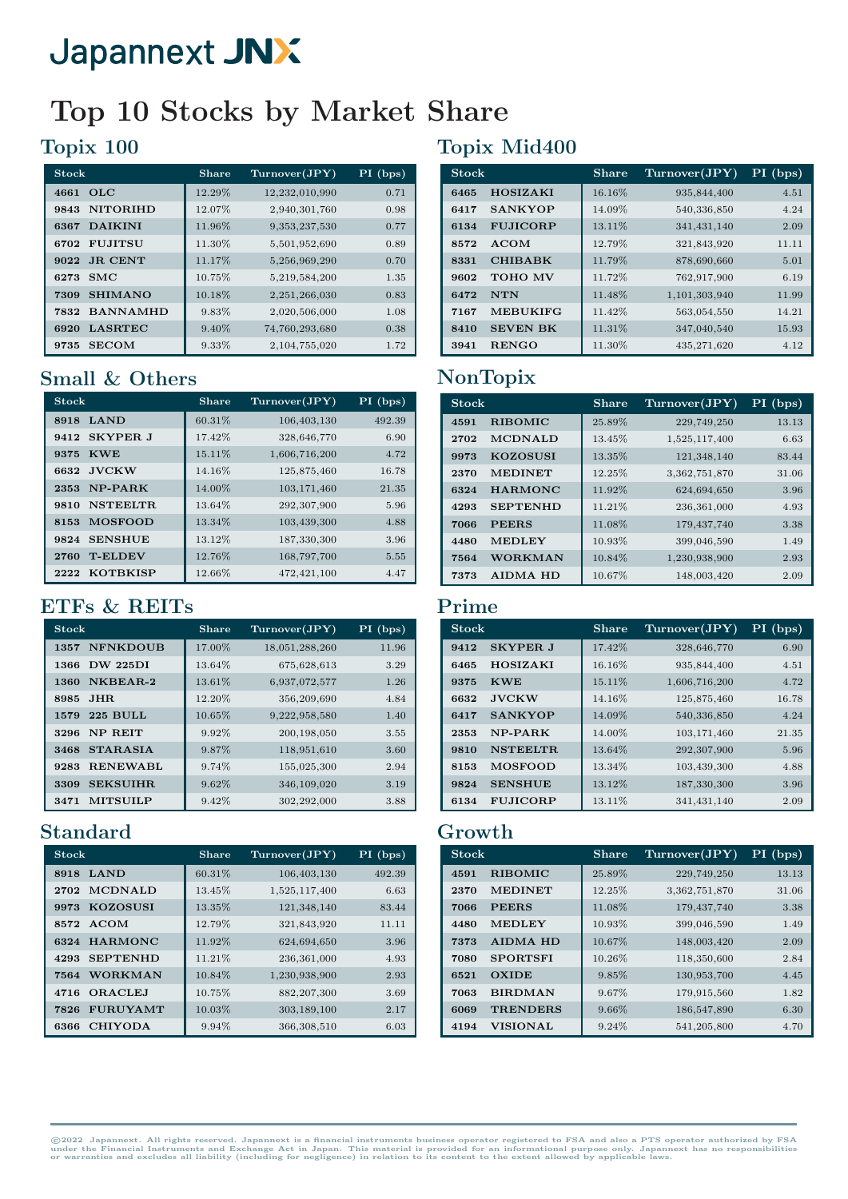# Japannext JNX

# Top 10 Stocks by Market Share

## Topix 100

| Stock | Share | Turnover(JPY) | PI (bps) |
|---|---|---|---|
| 4661 OLC | 12.29% | 12,232,010,990 | 0.71 |
| 9843 NITORIHD | 12.07% | 2,940,301,760 | 0.98 |
| 6367 DAIKINI | 11.96% | 9,353,237,530 | 0.77 |
| 6702 FUJITSU | 11.30% | 5,501,952,690 | 0.89 |
| 9022 JR CENT | 11.17% | 5,256,969,290 | 0.70 |
| 6273 SMC | 10.75% | 5,219,584,200 | 1.35 |
| 7309 SHIMANO | 10.18% | 2,251,266,030 | 0.83 |
| 7832 BANNAMHD | 9.83% | 2,020,506,000 | 1.08 |
| 6920 LASRTEC | 9.40% | 74,760,293,680 | 0.38 |
| 9735 SECOM | 9.33% | 2,104,755,020 | 1.72 |

## Topix Mid400

| Stock | Share | Turnover(JPY) | PI (bps) |
|---|---|---|---|
| 6465 HOSIZAKI | 16.16% | 935,844,400 | 4.51 |
| 6417 SANKYOP | 14.09% | 540,336,850 | 4.24 |
| 6134 FUJICORP | 13.11% | 341,431,140 | 2.09 |
| 8572 ACOM | 12.79% | 321,843,920 | 11.11 |
| 8331 CHIBABK | 11.79% | 878,690,660 | 5.01 |
| 9602 TOHO MV | 11.72% | 762,917,900 | 6.19 |
| 6472 NTN | 11.48% | 1,101,303,940 | 11.99 |
| 7167 MEBUKIFG | 11.42% | 563,054,550 | 14.21 |
| 8410 SEVEN BK | 11.31% | 347,040,540 | 15.93 |
| 3941 RENGO | 11.30% | 435,271,620 | 4.12 |

## Small & Others

| Stock | Share | Turnover(JPY) | PI (bps) |
|---|---|---|---|
| 8918 LAND | 60.31% | 106,403,130 | 492.39 |
| 9412 SKYPER J | 17.42% | 328,646,770 | 6.90 |
| 9375 KWE | 15.11% | 1,606,716,200 | 4.72 |
| 6632 JVCKW | 14.16% | 125,875,460 | 16.78 |
| 2353 NP-PARK | 14.00% | 103,171,460 | 21.35 |
| 9810 NSTEELTR | 13.64% | 292,307,900 | 5.96 |
| 8153 MOSFOOD | 13.34% | 103,439,300 | 4.88 |
| 9824 SENSHUE | 13.12% | 187,330,300 | 3.96 |
| 2760 T-ELDEV | 12.76% | 168,797,700 | 5.55 |
| 2222 KOTBKISP | 12.66% | 472,421,100 | 4.47 |

## NonTopix

| Stock | Share | Turnover(JPY) | PI (bps) |
|---|---|---|---|
| 4591 RIBOMIC | 25.89% | 229,749,250 | 13.13 |
| 2702 MCDNALD | 13.45% | 1,525,117,400 | 6.63 |
| 9973 KOZOSUSI | 13.35% | 121,348,140 | 83.44 |
| 2370 MEDINET | 12.25% | 3,362,751,870 | 31.06 |
| 6324 HARMONC | 11.92% | 624,694,650 | 3.96 |
| 4293 SEPTENHD | 11.21% | 236,361,000 | 4.93 |
| 7066 PEERS | 11.08% | 179,437,740 | 3.38 |
| 4480 MEDLEY | 10.93% | 399,046,590 | 1.49 |
| 7564 WORKMAN | 10.84% | 1,230,938,900 | 2.93 |
| 7373 AIDMA HD | 10.67% | 148,003,420 | 2.09 |

## ETFs & REITs

| Stock | Share | Turnover(JPY) | PI (bps) |
|---|---|---|---|
| 1357 NFNKDOUB | 17.00% | 18,051,288,260 | 11.96 |
| 1366 DW 225DI | 13.64% | 675,628,613 | 3.29 |
| 1360 NKBEAR-2 | 13.61% | 6,937,072,577 | 1.26 |
| 8985 JHR | 12.20% | 356,209,690 | 4.84 |
| 1579 225 BULL | 10.65% | 9,222,958,580 | 1.40 |
| 3296 NP REIT | 9.92% | 200,198,050 | 3.55 |
| 3468 STARASIA | 9.87% | 118,951,610 | 3.60 |
| 9283 RENEWABL | 9.74% | 155,025,300 | 2.94 |
| 3309 SEKSUIHR | 9.62% | 346,109,020 | 3.19 |
| 3471 MITSUILP | 9.42% | 302,292,000 | 3.88 |

## Prime

| Stock | Share | Turnover(JPY) | PI (bps) |
|---|---|---|---|
| 9412 SKYPER J | 17.42% | 328,646,770 | 6.90 |
| 6465 HOSIZAKI | 16.16% | 935,844,400 | 4.51 |
| 9375 KWE | 15.11% | 1,606,716,200 | 4.72 |
| 6632 JVCKW | 14.16% | 125,875,460 | 16.78 |
| 6417 SANKYOP | 14.09% | 540,336,850 | 4.24 |
| 2353 NP-PARK | 14.00% | 103,171,460 | 21.35 |
| 9810 NSTEELTR | 13.64% | 292,307,900 | 5.96 |
| 8153 MOSFOOD | 13.34% | 103,439,300 | 4.88 |
| 9824 SENSHUE | 13.12% | 187,330,300 | 3.96 |
| 6134 FUJICORP | 13.11% | 341,431,140 | 2.09 |

## Standard

| Stock | Share | Turnover(JPY) | PI (bps) |
|---|---|---|---|
| 8918 LAND | 60.31% | 106,403,130 | 492.39 |
| 2702 MCDNALD | 13.45% | 1,525,117,400 | 6.63 |
| 9973 KOZOSUSI | 13.35% | 121,348,140 | 83.44 |
| 8572 ACOM | 12.79% | 321,843,920 | 11.11 |
| 6324 HARMONC | 11.92% | 624,694,650 | 3.96 |
| 4293 SEPTENHD | 11.21% | 236,361,000 | 4.93 |
| 7564 WORKMAN | 10.84% | 1,230,938,900 | 2.93 |
| 4716 ORACLEJ | 10.75% | 882,207,300 | 3.69 |
| 7826 FURUYAMT | 10.03% | 303,189,100 | 2.17 |
| 6366 CHIYODA | 9.94% | 366,308,510 | 6.03 |

## Growth

| Stock | Share | Turnover(JPY) | PI (bps) |
|---|---|---|---|
| 4591 RIBOMIC | 25.89% | 229,749,250 | 13.13 |
| 2370 MEDINET | 12.25% | 3,362,751,870 | 31.06 |
| 7066 PEERS | 11.08% | 179,437,740 | 3.38 |
| 4480 MEDLEY | 10.93% | 399,046,590 | 1.49 |
| 7373 AIDMA HD | 10.67% | 148,003,420 | 2.09 |
| 7080 SPORTSFI | 10.26% | 118,350,600 | 2.84 |
| 6521 OXIDE | 9.85% | 130,953,700 | 4.45 |
| 7063 BIRDMAN | 9.67% | 179,915,560 | 1.82 |
| 6069 TRENDERS | 9.66% | 186,547,890 | 6.30 |
| 4194 VISIONAL | 9.24% | 541,205,800 | 4.70 |

©2022 Japannext. All rights reserved. Japannext is a financial instruments business operator registered to FSA and also a PTS operator authorized by FSA under the Financial Instruments and Exchange Act in Japan. This material is provided for an informational purpose only. Japannext has no responsibilities or warranties and excludes all liability (including for negligence) in relation to its content to the extent allowed by applicable laws.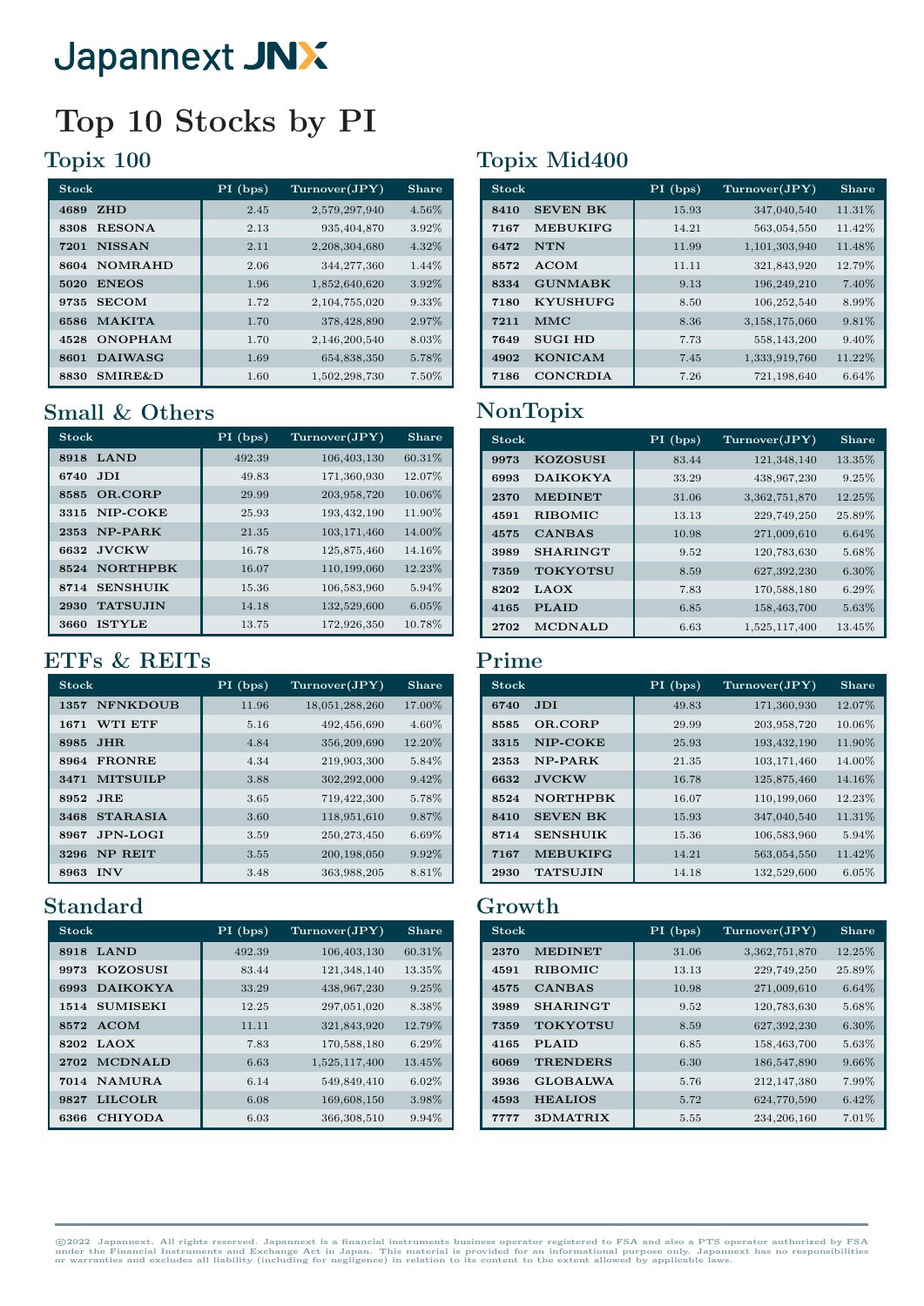# Japannext JNX

# Top 10 Stocks by PI

## Topix 100

| Stock | PI (bps) | Turnover(JPY) | Share |
|---|---|---|---|
| 4689 ZHD | 2.45 | 2,579,297,940 | 4.56% |
| 8308 RESONA | 2.13 | 935,404,870 | 3.92% |
| 7201 NISSAN | 2.11 | 2,208,304,680 | 4.32% |
| 8604 NOMRAHD | 2.06 | 344,277,360 | 1.44% |
| 5020 ENEOS | 1.96 | 1,852,640,620 | 3.92% |
| 9735 SECOM | 1.72 | 2,104,755,020 | 9.33% |
| 6586 MAKITA | 1.70 | 378,428,890 | 2.97% |
| 4528 ONOPHAM | 1.70 | 2,146,200,540 | 8.03% |
| 8601 DAIWASG | 1.69 | 654,838,350 | 5.78% |
| 8830 SMIRE&D | 1.60 | 1,502,298,730 | 7.50% |

## Topix Mid400

| Stock | PI (bps) | Turnover(JPY) | Share |
|---|---|---|---|
| 8410 SEVEN BK | 15.93 | 347,040,540 | 11.31% |
| 7167 MEBUKIFG | 14.21 | 563,054,550 | 11.42% |
| 6472 NTN | 11.99 | 1,101,303,940 | 11.48% |
| 8572 ACOM | 11.11 | 321,843,920 | 12.79% |
| 8334 GUNMABK | 9.13 | 196,249,210 | 7.40% |
| 7180 KYUSHUFG | 8.50 | 106,252,540 | 8.99% |
| 7211 MMC | 8.36 | 3,158,175,060 | 9.81% |
| 7649 SUGI HD | 7.73 | 558,143,200 | 9.40% |
| 4902 KONICAM | 7.45 | 1,333,919,760 | 11.22% |
| 7186 CONCRDIA | 7.26 | 721,198,640 | 6.64% |

## Small & Others

| Stock | PI (bps) | Turnover(JPY) | Share |
|---|---|---|---|
| 8918 LAND | 492.39 | 106,403,130 | 60.31% |
| 6740 JDI | 49.83 | 171,360,930 | 12.07% |
| 8585 OR.CORP | 29.99 | 203,958,720 | 10.06% |
| 3315 NIP-COKE | 25.93 | 193,432,190 | 11.90% |
| 2353 NP-PARK | 21.35 | 103,171,460 | 14.00% |
| 6632 JVCKW | 16.78 | 125,875,460 | 14.16% |
| 8524 NORTHPBK | 16.07 | 110,199,060 | 12.23% |
| 8714 SENSHUIK | 15.36 | 106,583,960 | 5.94% |
| 2930 TATSUJIN | 14.18 | 132,529,600 | 6.05% |
| 3660 ISTYLE | 13.75 | 172,926,350 | 10.78% |

## NonTopix

| Stock | PI (bps) | Turnover(JPY) | Share |
|---|---|---|---|
| 9973 KOZOSUSI | 83.44 | 121,348,140 | 13.35% |
| 6993 DAIKOKYA | 33.29 | 438,967,230 | 9.25% |
| 2370 MEDINET | 31.06 | 3,362,751,870 | 12.25% |
| 4591 RIBOMIC | 13.13 | 229,749,250 | 25.89% |
| 4575 CANBAS | 10.98 | 271,009,610 | 6.64% |
| 3989 SHARINGT | 9.52 | 120,783,630 | 5.68% |
| 7359 TOKYOTSU | 8.59 | 627,392,230 | 6.30% |
| 8202 LAOX | 7.83 | 170,588,180 | 6.29% |
| 4165 PLAID | 6.85 | 158,463,700 | 5.63% |
| 2702 MCDNALD | 6.63 | 1,525,117,400 | 13.45% |

## ETFs & REITs

| Stock | PI (bps) | Turnover(JPY) | Share |
|---|---|---|---|
| 1357 NFNKDOUB | 11.96 | 18,051,288,260 | 17.00% |
| 1671 WTI ETF | 5.16 | 492,456,690 | 4.60% |
| 8985 JHR | 4.84 | 356,209,690 | 12.20% |
| 8964 FRONRE | 4.34 | 219,903,300 | 5.84% |
| 3471 MITSUILP | 3.88 | 302,292,000 | 9.42% |
| 8952 JRE | 3.65 | 719,422,300 | 5.78% |
| 3468 STARASIA | 3.60 | 118,951,610 | 9.87% |
| 8967 JPN-LOGI | 3.59 | 250,273,450 | 6.69% |
| 3296 NP REIT | 3.55 | 200,198,050 | 9.92% |
| 8963 INV | 3.48 | 363,988,205 | 8.81% |

## Prime

| Stock | PI (bps) | Turnover(JPY) | Share |
|---|---|---|---|
| 6740 JDI | 49.83 | 171,360,930 | 12.07% |
| 8585 OR.CORP | 29.99 | 203,958,720 | 10.06% |
| 3315 NIP-COKE | 25.93 | 193,432,190 | 11.90% |
| 2353 NP-PARK | 21.35 | 103,171,460 | 14.00% |
| 6632 JVCKW | 16.78 | 125,875,460 | 14.16% |
| 8524 NORTHPBK | 16.07 | 110,199,060 | 12.23% |
| 8410 SEVEN BK | 15.93 | 347,040,540 | 11.31% |
| 8714 SENSHUIK | 15.36 | 106,583,960 | 5.94% |
| 7167 MEBUKIFG | 14.21 | 563,054,550 | 11.42% |
| 2930 TATSUJIN | 14.18 | 132,529,600 | 6.05% |

## Standard

| Stock | PI (bps) | Turnover(JPY) | Share |
|---|---|---|---|
| 8918 LAND | 492.39 | 106,403,130 | 60.31% |
| 9973 KOZOSUSI | 83.44 | 121,348,140 | 13.35% |
| 6993 DAIKOKYA | 33.29 | 438,967,230 | 9.25% |
| 1514 SUMISEKI | 12.25 | 297,051,020 | 8.38% |
| 8572 ACOM | 11.11 | 321,843,920 | 12.79% |
| 8202 LAOX | 7.83 | 170,588,180 | 6.29% |
| 2702 MCDNALD | 6.63 | 1,525,117,400 | 13.45% |
| 7014 NAMURA | 6.14 | 549,849,410 | 6.02% |
| 9827 LILCOLR | 6.08 | 169,608,150 | 3.98% |
| 6366 CHIYODA | 6.03 | 366,308,510 | 9.94% |

## Growth

| Stock | PI (bps) | Turnover(JPY) | Share |
|---|---|---|---|
| 2370 MEDINET | 31.06 | 3,362,751,870 | 12.25% |
| 4591 RIBOMIC | 13.13 | 229,749,250 | 25.89% |
| 4575 CANBAS | 10.98 | 271,009,610 | 6.64% |
| 3989 SHARINGT | 9.52 | 120,783,630 | 5.68% |
| 7359 TOKYOTSU | 8.59 | 627,392,230 | 6.30% |
| 4165 PLAID | 6.85 | 158,463,700 | 5.63% |
| 6069 TRENDERS | 6.30 | 186,547,890 | 9.66% |
| 3936 GLOBALWA | 5.76 | 212,147,380 | 7.99% |
| 4593 HEALIOS | 5.72 | 624,770,590 | 6.42% |
| 7777 3DMATRIX | 5.55 | 234,206,160 | 7.01% |

©2022 Japannext. All rights reserved. Japannext is a financial instruments business operator registered to FSA and also a PTS operator authorized by FSA under the Financial Instruments and Exchange Act in Japan. This material is provided for an informational purpose only. Japannext has no responsibilities or warranties and excludes all liability (including for negligence) in relation to its content to the extent allowed by applicable laws.